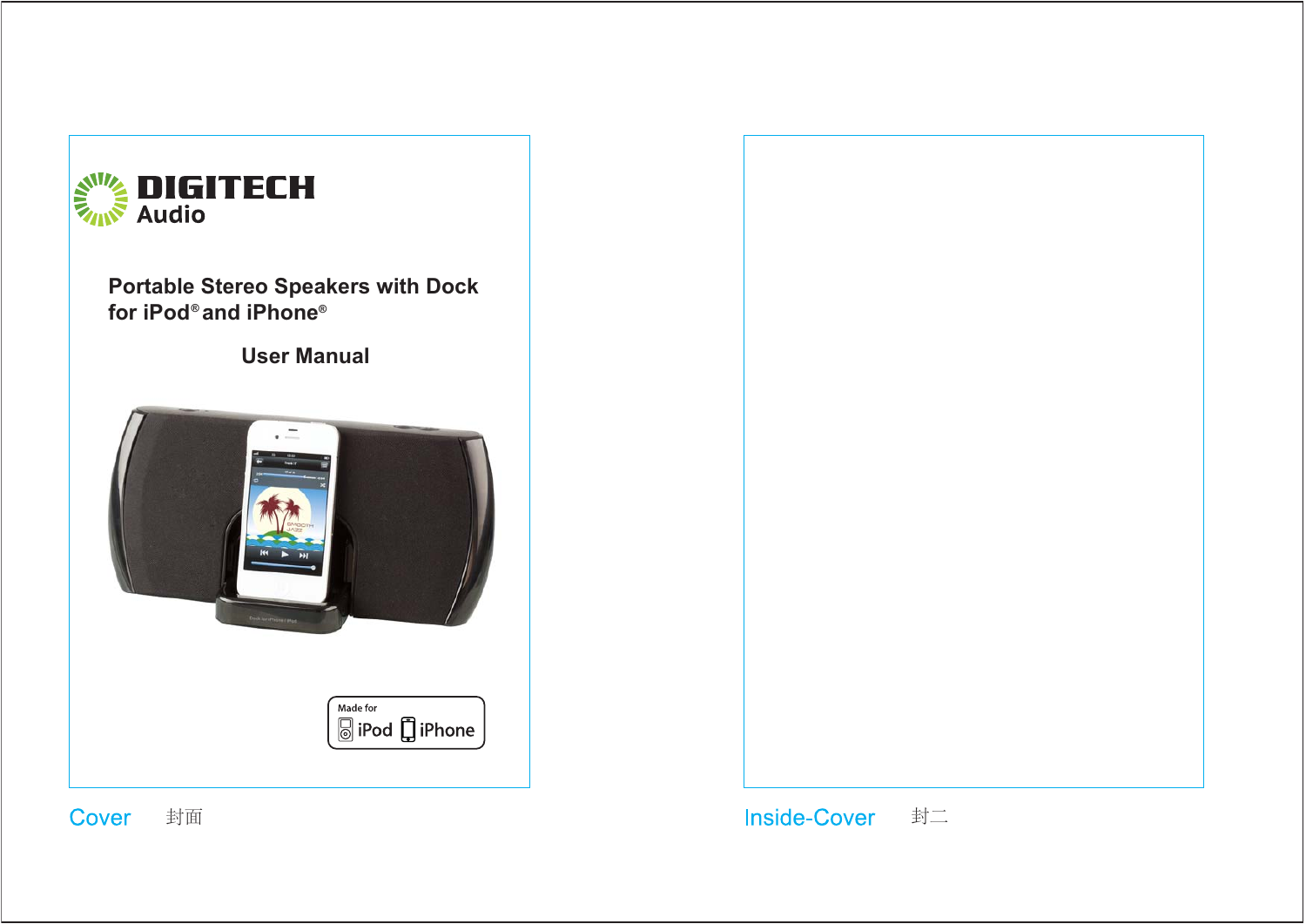DIGITECH
Audio

# Portable Stereo Speakers with Dock for iPod® and iPhone®

## User Manual

Made for iPod iPhone

Cover 封面

Inside-Cover 封二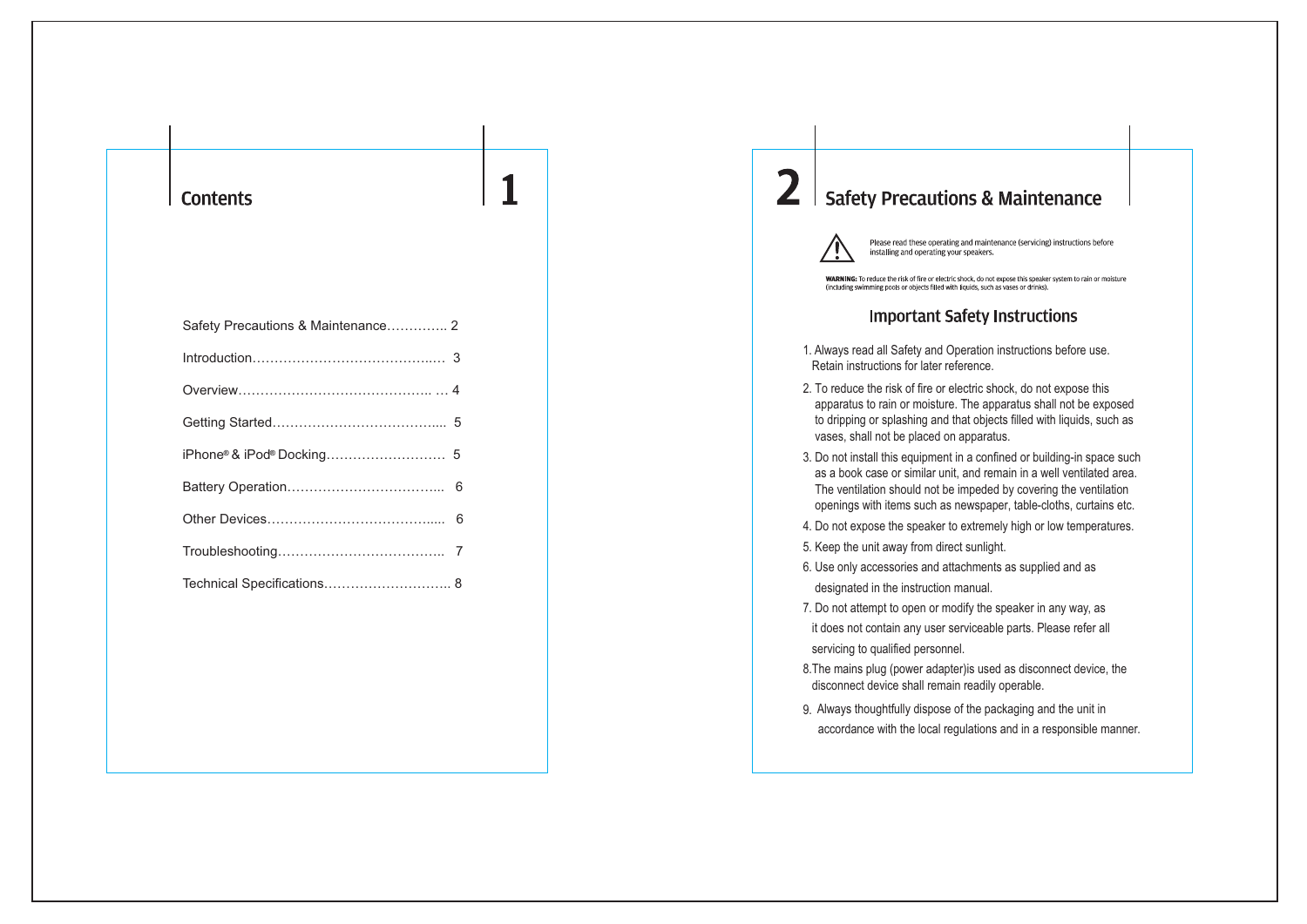# Contents

| Section | Page |
|---|---|
| Safety Precautions & Maintenance | 2 |
| Introduction | 3 |
| Overview | 4 |
| Getting Started | 5 |
| iPhone® & iPod® Docking | 5 |
| Battery Operation | 6 |
| Other Devices | 6 |
| Troubleshooting | 7 |
| Technical Specifications | 8 |

# Safety Precautions & Maintenance

Please read these operating and maintenance (servicing) instructions before installing and operating your speakers.

**WARNING:** To reduce the risk of fire or electric shock, do not expose this speaker system to rain or moisture (including swimming pools or objects filled with liquids, such as vases or drinks).

## Important Safety Instructions

1. Always read all Safety and Operation instructions before use. Retain instructions for later reference.
2. To reduce the risk of fire or electric shock, do not expose this apparatus to rain or moisture. The apparatus shall not be exposed to dripping or splashing and that objects filled with liquids, such as vases, shall not be placed on apparatus.
3. Do not install this equipment in a confined or building-in space such as a book case or similar unit, and remain in a well ventilated area. The ventilation should not be impeded by covering the ventilation openings with items such as newspaper, table-cloths, curtains etc.
4. Do not expose the speaker to extremely high or low temperatures.
5. Keep the unit away from direct sunlight.
6. Use only accessories and attachments as supplied and as designated in the instruction manual.
7. Do not attempt to open or modify the speaker in any way, as it does not contain any user serviceable parts. Please refer all servicing to qualified personnel.
8. The mains plug (power adapter)is used as disconnect device, the disconnect device shall remain readily operable.
9. Always thoughtfully dispose of the packaging and the unit in accordance with the local regulations and in a responsible manner.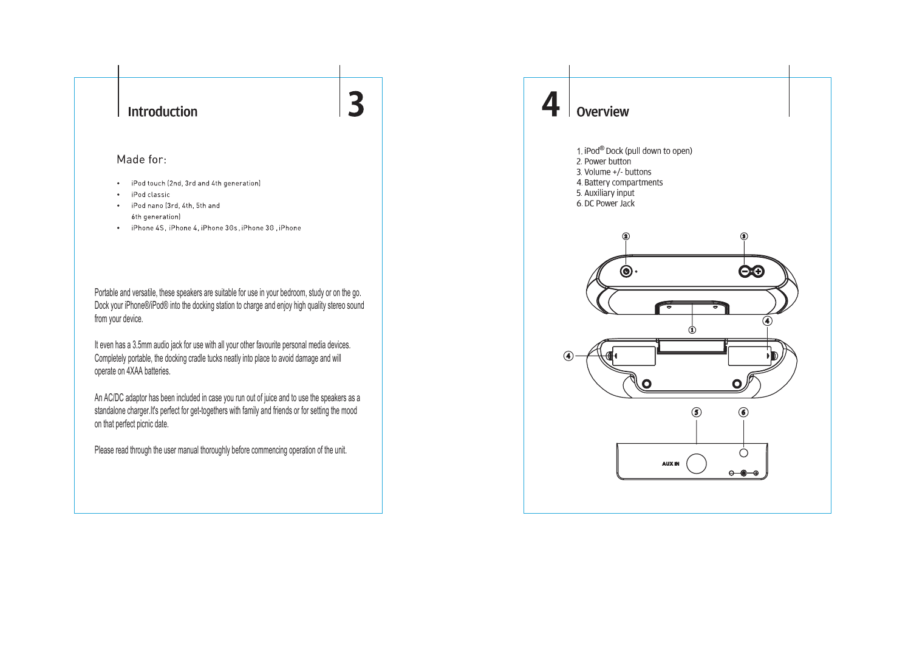## Introduction

### Made for:

- iPod touch (2nd, 3rd and 4th generation)
- iPod classic
- iPod nano (3rd, 4th, 5th and 6th generation)
- iPhone 4S, iPhone 4, iPhone 3Gs, iPhone 3G, iPhone

Portable and versatile, these speakers are suitable for use in your bedroom, study or on the go. Dock your iPhone®/iPod® into the docking station to charge and enjoy high quality stereo sound from your device.

It even has a 3.5mm audio jack for use with all your other favourite personal media devices. Completely portable, the docking cradle tucks neatly into place to avoid damage and will operate on 4XAA batteries.

An AC/DC adaptor has been included in case you run out of juice and to use the speakers as a standalone charger.It's perfect for get-togethers with family and friends or for setting the mood on that perfect picnic date.

Please read through the user manual thoroughly before commencing operation of the unit.

## Overview

1. iPod® Dock (pull down to open)
2. Power button
3. Volume +/- buttons
4. Battery compartments
5. Auxiliary input
6. DC Power Jack

AUX IN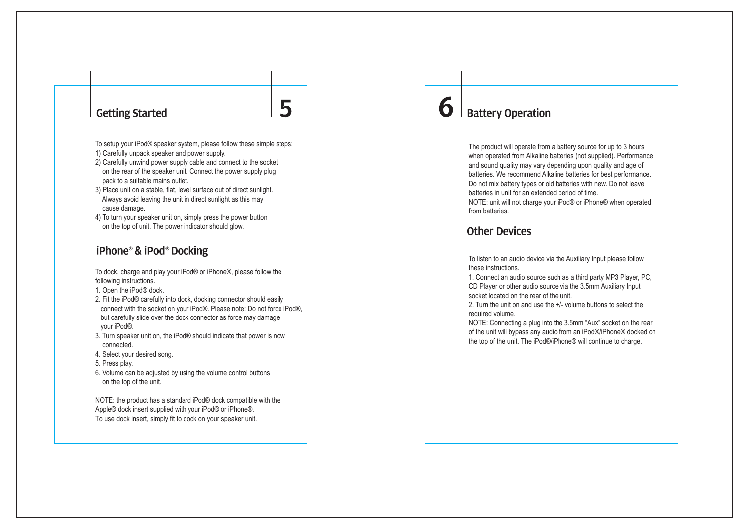## Getting Started

To setup your iPod® speaker system, please follow these simple steps:

1) Carefully unpack speaker and power supply.
2) Carefully unwind power supply cable and connect to the socket on the rear of the speaker unit. Connect the power supply plug pack to a suitable mains outlet.
3) Place unit on a stable, flat, level surface out of direct sunlight. Always avoid leaving the unit in direct sunlight as this may cause damage.
4) To turn your speaker unit on, simply press the power button on the top of unit. The power indicator should glow.

## iPhone® & iPod® Docking

To dock, charge and play your iPod® or iPhone®, please follow the following instructions.

1. Open the iPod® dock.
2. Fit the iPod® carefully into dock, docking connector should easily connect with the socket on your iPod®. Please note: Do not force iPod®, but carefully slide over the dock connector as force may damage your iPod®.
3. Turn speaker unit on, the iPod® should indicate that power is now connected.
4. Select your desired song.
5. Press play.
6. Volume can be adjusted by using the volume control buttons on the top of the unit.

NOTE: the product has a standard iPod® dock compatible with the Apple® dock insert supplied with your iPod® or iPhone®.
To use dock insert, simply fit to dock on your speaker unit.

## Battery Operation

The product will operate from a battery source for up to 3 hours when operated from Alkaline batteries (not supplied). Performance and sound quality may vary depending upon quality and age of batteries. We recommend Alkaline batteries for best performance. Do not mix battery types or old batteries with new. Do not leave batteries in unit for an extended period of time.
NOTE: unit will not charge your iPod® or iPhone® when operated from batteries.

## Other Devices

To listen to an audio device via the Auxiliary Input please follow these instructions.

1. Connect an audio source such as a third party MP3 Player, PC, CD Player or other audio source via the 3.5mm Auxiliary Input socket located on the rear of the unit.
2. Turn the unit on and use the +/- volume buttons to select the required volume.

NOTE: Connecting a plug into the 3.5mm “Aux” socket on the rear of the unit will bypass any audio from an iPod®/iPhone® docked on the top of the unit. The iPod®/iPhone® will continue to charge.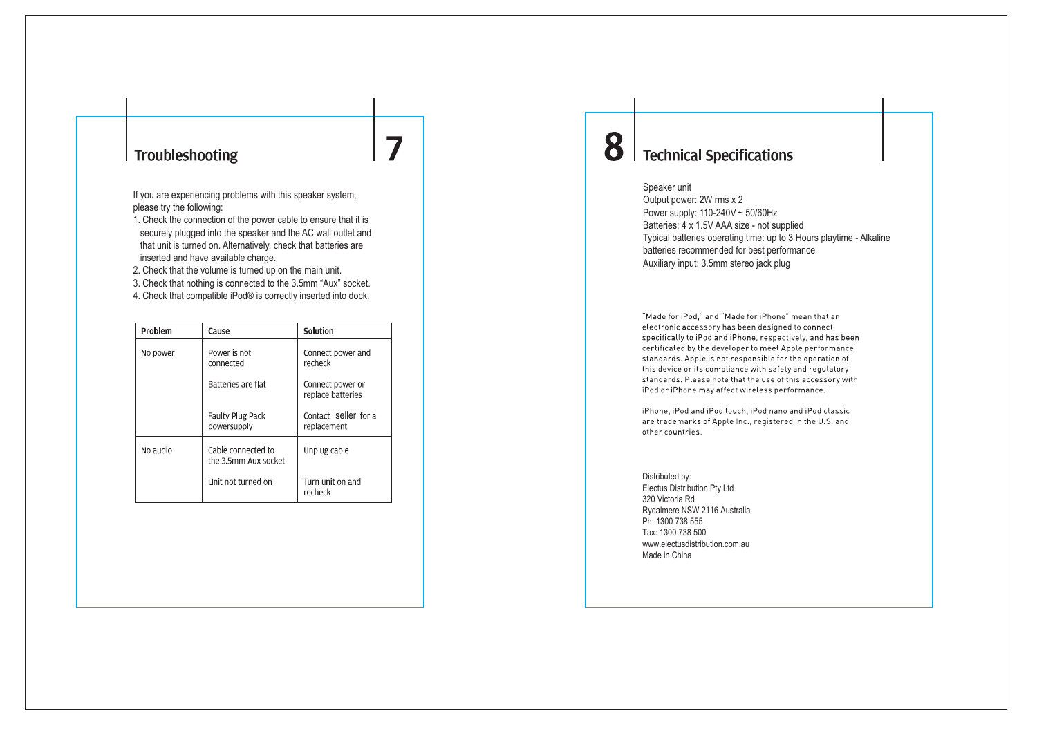## 7 Troubleshooting

If you are experiencing problems with this speaker system, please try the following:

1. Check the connection of the power cable to ensure that it is securely plugged into the speaker and the AC wall outlet and that unit is turned on. Alternatively, check that batteries are inserted and have available charge.
2. Check that the volume is turned up on the main unit.
3. Check that nothing is connected to the 3.5mm “Aux” socket.
4. Check that compatible iPod® is correctly inserted into dock.

| Problem | Cause | Solution |
|---|---|---|
| No power | Power is not connected | Connect power and recheck |
| | Batteries are flat | Connect power or replace batteries |
| | Faulty Plug Pack powersupply | Contact seller for a replacement |
| No audio | Cable connected to the 3.5mm Aux socket | Unplug cable |
| | Unit not turned on | Turn unit on and recheck |

## 8 Technical Specifications

Speaker unit
Output power: 2W rms x 2
Power supply: 110-240V ~ 50/60Hz
Batteries: 4 x 1.5V AAA size - not supplied
Typical batteries operating time: up to 3 Hours playtime - Alkaline batteries recommended for best performance
Auxiliary input: 3.5mm stereo jack plug

"Made for iPod," and "Made for iPhone" mean that an electronic accessory has been designed to connect specifically to iPod and iPhone, respectively, and has been certificated by the developer to meet Apple performance standards. Apple is not responsible for the operation of this device or its compliance with safety and regulatory standards. Please note that the use of this accessory with iPod or iPhone may affect wireless performance.

iPhone, iPod and iPod touch, iPod nano and iPod classic are trademarks of Apple Inc., registered in the U.S. and other countries.

Distributed by:
Electus Distribution Pty Ltd
320 Victoria Rd
Rydalmere NSW 2116 Australia
Ph: 1300 738 555
Tax: 1300 738 500
www.electusdistribution.com.au
Made in China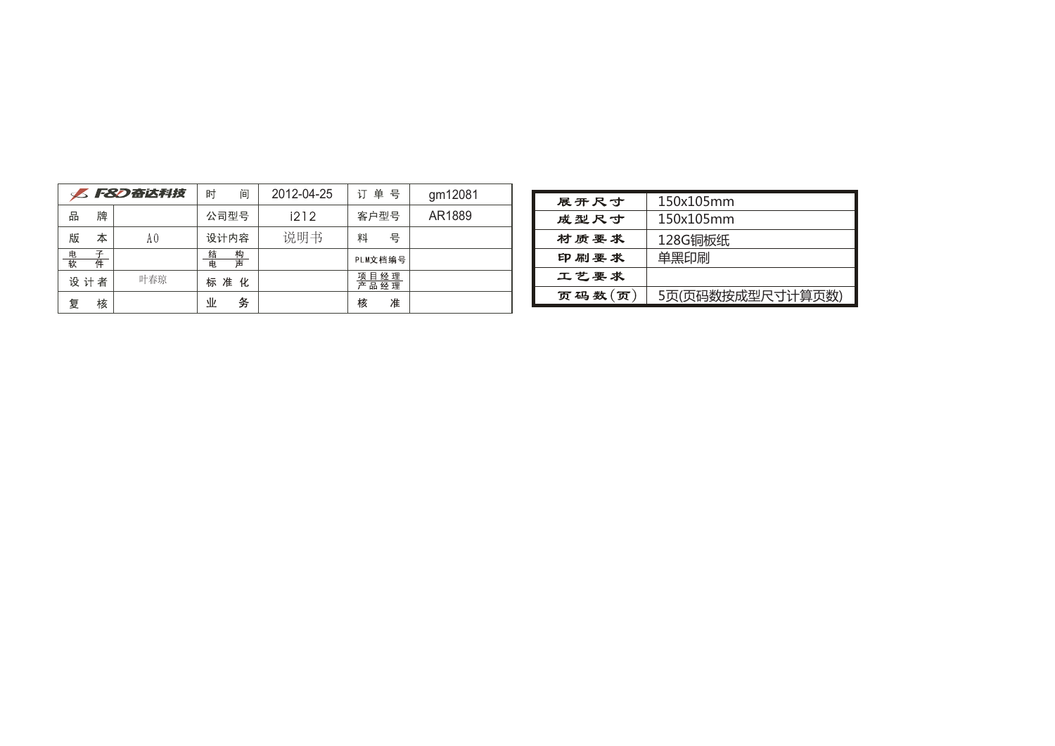| | | | | | |
|---|---|---|---|---|---|
| F&D奋达科技 | | 时　　间 | 2012-04-25 | 订 单 号 | gm12081 |
| 品　　牌 | | 公司型号 | i212 | 客户型号 | AR1889 |
| 版　　本 | A0 | 设计内容 | 说明书 | 料　　号 | |
| 电子/软件 | | 结构/电声 | | PLM文档编号 | |
| 设 计 者 | 叶春琼 | 标 准 化 | | 项目经理/产品经理 | |
| 复　　核 | | 业　　务 | | 核　　准 | |

| | |
|---|---|
| 展开尺寸 | 150x105mm |
| 成型尺寸 | 150x105mm |
| 材质要求 | 128G铜板纸 |
| 印刷要求 | 单黑印刷 |
| 工艺要求 | |
| 页码数(页) | 5页(页码数按成型尺寸计算页数) |